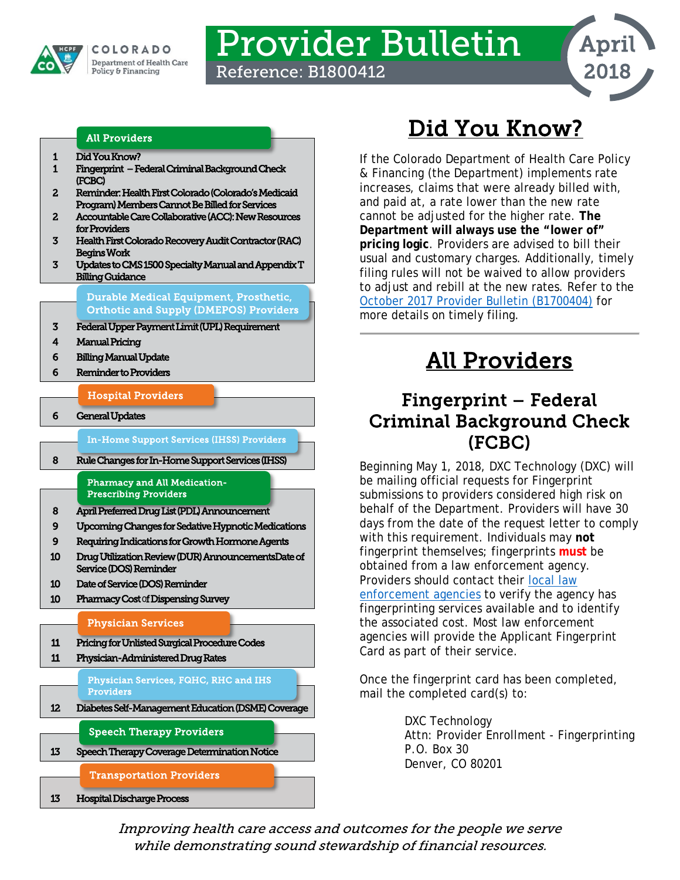# Provider Bulletin

Reference: B1800412

April 2018

COLORADO Department of Health Care Policy & Financing

**All Providers**

| | |
|---|---|
| 1 | Did You Know? |
| 1 | Fingerprint – Federal Criminal Background Check (FCBC) |
| 2 | Reminder: Health First Colorado (Colorado's Medicaid Program) Members Cannot Be Billed for Services |
| 2 | Accountable Care Collaborative (ACC): New Resources for Providers |
| 3 | Health First Colorado Recovery Audit Contractor (RAC) Begins Work |
| 3 | Updates to CMS 1500 Specialty Manual and Appendix T Billing Guidance |

**Durable Medical Equipment, Prosthetic, Orthotic and Supply (DMEPOS) Providers**

| | |
|---|---|
| 3 | Federal Upper Payment Limit (UPL) Requirement |
| 4 | Manual Pricing |
| 6 | Billing Manual Update |
| 6 | Reminder to Providers |

**Hospital Providers**

| | |
|---|---|
| 6 | General Updates |

**In-Home Support Services (IHSS) Providers**

| | |
|---|---|
| 8 | Rule Changes for In-Home Support Services (IHSS) |

**Pharmacy and All Medication-Prescribing Providers**

| | |
|---|---|
| 8 | April Preferred Drug List (PDL) Announcement |
| 9 | Upcoming Changes for Sedative Hypnotic Medications |
| 9 | Requiring Indications for Growth Hormone Agents |
| 10 | Drug Utilization Review (DUR) AnnouncementsDate of Service (DOS) Reminder |
| 10 | Date of Service (DOS) Reminder |
| 10 | Pharmacy Cost of Dispensing Survey |

**Physician Services**

| | |
|---|---|
| 11 | Pricing for Unlisted Surgical Procedure Codes |
| 11 | Physician-Administered Drug Rates |

**Physician Services, FQHC, RHC and IHS Providers**

| | |
|---|---|
| 12 | Diabetes Self-Management Education (DSME) Coverage |

**Speech Therapy Providers**

| | |
|---|---|
| 13 | Speech Therapy Coverage Determination Notice |

**Transportation Providers**

| | |
|---|---|
| 13 | Hospital Discharge Process |

# Did You Know?

If the Colorado Department of Health Care Policy & Financing (the Department) implements rate increases, claims that were already billed with, and paid at, a rate lower than the new rate cannot be adjusted for the higher rate. **The Department will always use the "lower of" pricing logic**. Providers are advised to bill their usual and customary charges. Additionally, timely filing rules will not be waived to allow providers to adjust and rebill at the new rates. Refer to the October 2017 Provider Bulletin (B1700404) for more details on timely filing.

# All Providers

## Fingerprint – Federal Criminal Background Check (FCBC)

Beginning May 1, 2018, DXC Technology (DXC) will be mailing official requests for Fingerprint submissions to providers considered high risk on behalf of the Department. Providers will have 30 days from the date of the request letter to comply with this requirement. Individuals may **not** fingerprint themselves; fingerprints **must** be obtained from a law enforcement agency. Providers should contact their local law enforcement agencies to verify the agency has fingerprinting services available and to identify the associated cost. Most law enforcement agencies will provide the Applicant Fingerprint Card as part of their service.

Once the fingerprint card has been completed, mail the completed card(s) to:

DXC Technology  
Attn: Provider Enrollment - Fingerprinting  
P.O. Box 30  
Denver, CO 80201

*Improving health care access and outcomes for the people we serve while demonstrating sound stewardship of financial resources.*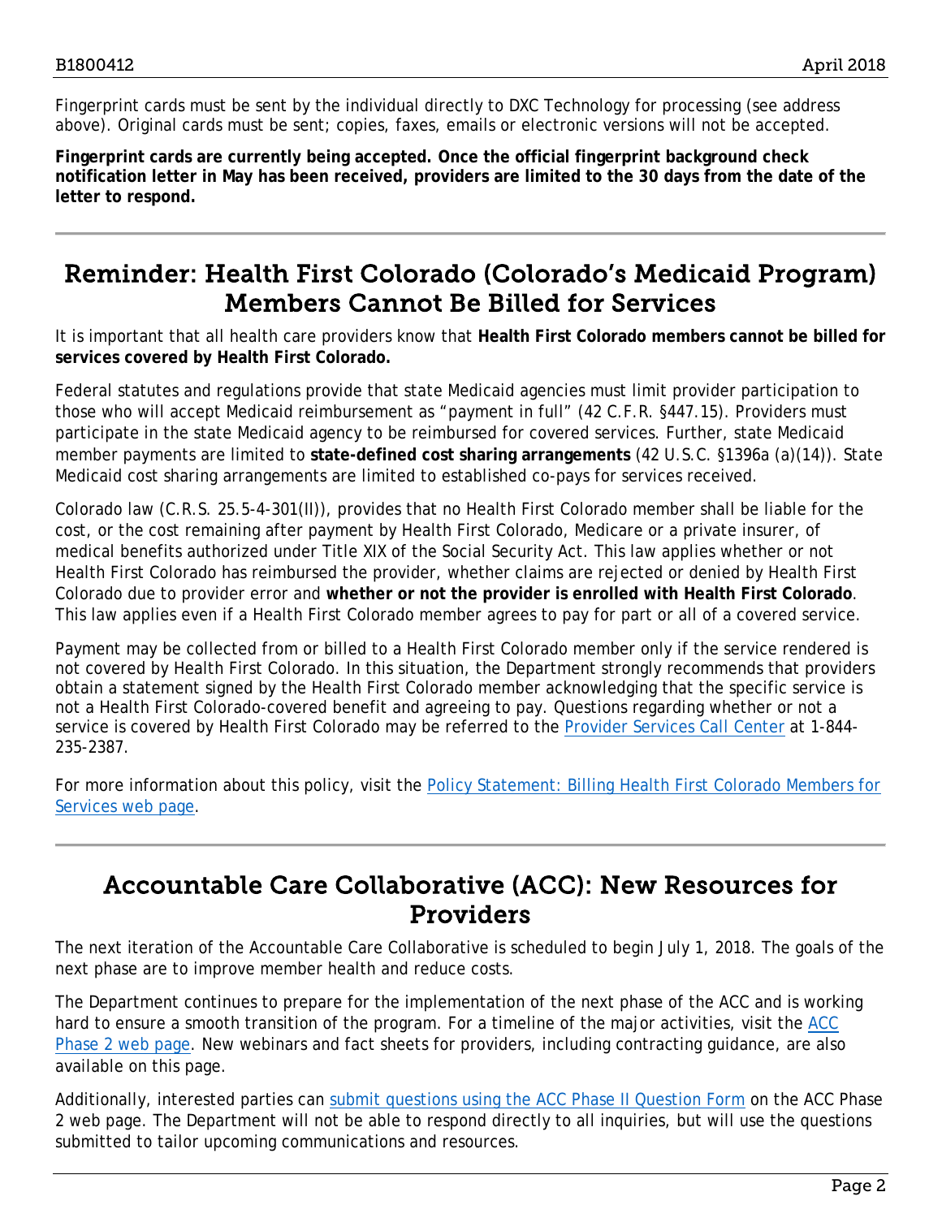Fingerprint cards must be sent by the individual directly to DXC Technology for processing (see address above). Original cards must be sent; copies, faxes, emails or electronic versions will not be accepted.

**Fingerprint cards are currently being accepted. Once the official fingerprint background check notification letter in May has been received, providers are limited to the 30 days from the date of the letter to respond.**

## Reminder: Health First Colorado (Colorado's Medicaid Program) Members Cannot Be Billed for Services

It is important that all health care providers know that **Health First Colorado members cannot be billed for services covered by Health First Colorado.**

Federal statutes and regulations provide that state Medicaid agencies must limit provider participation to those who will accept Medicaid reimbursement as "payment in full" (42 C.F.R. §447.15). Providers must participate in the state Medicaid agency to be reimbursed for covered services. Further, state Medicaid member payments are limited to **state-defined cost sharing arrangements** (42 U.S.C. §1396a (a)(14)). State Medicaid cost sharing arrangements are limited to established co-pays for services received.

Colorado law (C.R.S. 25.5-4-301(II)), provides that no Health First Colorado member shall be liable for the cost, or the cost remaining after payment by Health First Colorado, Medicare or a private insurer, of medical benefits authorized under Title XIX of the Social Security Act. This law applies whether or not Health First Colorado has reimbursed the provider, whether claims are rejected or denied by Health First Colorado due to provider error and **whether or not the provider is enrolled with Health First Colorado**. This law applies even if a Health First Colorado member agrees to pay for part or all of a covered service.

Payment may be collected from or billed to a Health First Colorado member only if the service rendered is not covered by Health First Colorado. In this situation, the Department strongly recommends that providers obtain a statement signed by the Health First Colorado member acknowledging that the specific service is not a Health First Colorado-covered benefit and agreeing to pay. Questions regarding whether or not a service is covered by Health First Colorado may be referred to the Provider Services Call Center at 1-844-235-2387.

For more information about this policy, visit the Policy Statement: Billing Health First Colorado Members for Services web page.

## Accountable Care Collaborative (ACC): New Resources for Providers

The next iteration of the Accountable Care Collaborative is scheduled to begin July 1, 2018. The goals of the next phase are to improve member health and reduce costs.

The Department continues to prepare for the implementation of the next phase of the ACC and is working hard to ensure a smooth transition of the program. For a timeline of the major activities, visit the ACC Phase 2 web page. New webinars and fact sheets for providers, including contracting guidance, are also available on this page.

Additionally, interested parties can submit questions using the ACC Phase II Question Form on the ACC Phase 2 web page. The Department will not be able to respond directly to all inquiries, but will use the questions submitted to tailor upcoming communications and resources.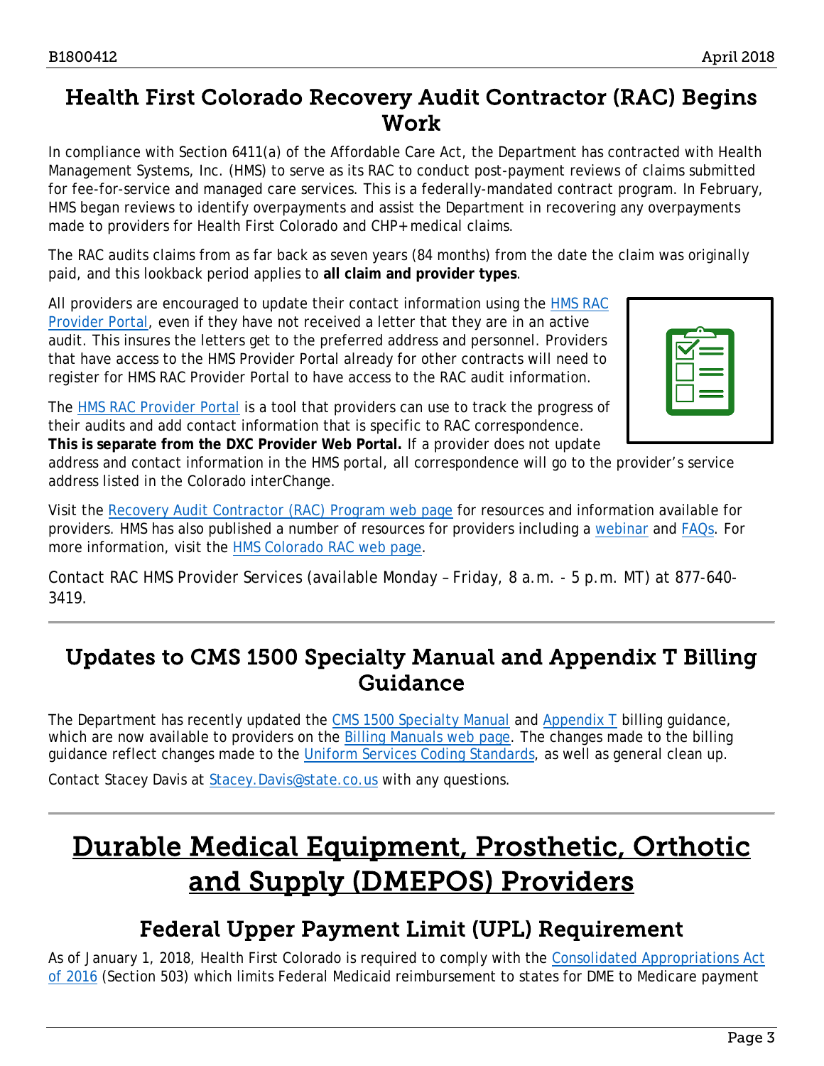## Health First Colorado Recovery Audit Contractor (RAC) Begins Work

In compliance with Section 6411(a) of the Affordable Care Act, the Department has contracted with Health Management Systems, Inc. (HMS) to serve as its RAC to conduct post-payment reviews of claims submitted for fee-for-service and managed care services. This is a federally-mandated contract program. In February, HMS began reviews to identify overpayments and assist the Department in recovering any overpayments made to providers for Health First Colorado and CHP+ medical claims.

The RAC audits claims from as far back as seven years (84 months) from the date the claim was originally paid, and this lookback period applies to **all claim and provider types**.

All providers are encouraged to update their contact information using the HMS RAC Provider Portal, even if they have not received a letter that they are in an active audit. This insures the letters get to the preferred address and personnel. Providers that have access to the HMS Provider Portal already for other contracts will need to register for HMS RAC Provider Portal to have access to the RAC audit information.

The HMS RAC Provider Portal is a tool that providers can use to track the progress of their audits and add contact information that is specific to RAC correspondence. **This is separate from the DXC Provider Web Portal.** If a provider does not update address and contact information in the HMS portal, all correspondence will go to the provider's service address listed in the Colorado interChange.

Visit the Recovery Audit Contractor (RAC) Program web page for resources and information available for providers. HMS has also published a number of resources for providers including a webinar and FAQs. For more information, visit the HMS Colorado RAC web page.

Contact RAC HMS Provider Services (available Monday – Friday, 8 a.m. - 5 p.m. MT) at 877-640-3419.

## Updates to CMS 1500 Specialty Manual and Appendix T Billing Guidance

The Department has recently updated the CMS 1500 Specialty Manual and Appendix T billing guidance, which are now available to providers on the Billing Manuals web page. The changes made to the billing guidance reflect changes made to the Uniform Services Coding Standards, as well as general clean up.

Contact Stacey Davis at Stacey.Davis@state.co.us with any questions.

# Durable Medical Equipment, Prosthetic, Orthotic and Supply (DMEPOS) Providers

## Federal Upper Payment Limit (UPL) Requirement

As of January 1, 2018, Health First Colorado is required to comply with the Consolidated Appropriations Act of 2016 (Section 503) which limits Federal Medicaid reimbursement to states for DME to Medicare payment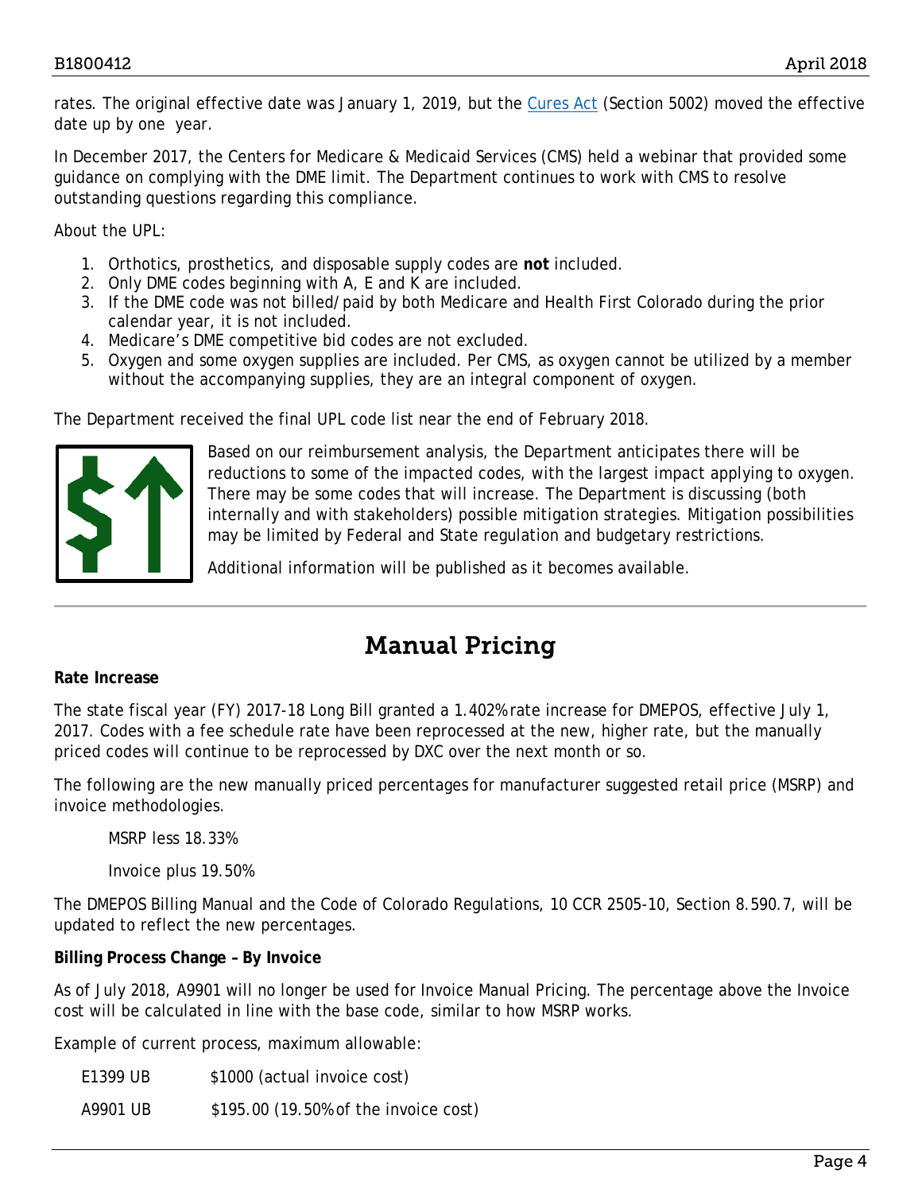rates. The original effective date was January 1, 2019, but the [Cures Act](#) (Section 5002) moved the effective date up by one year.

In December 2017, the Centers for Medicare & Medicaid Services (CMS) held a webinar that provided some guidance on complying with the DME limit. The Department continues to work with CMS to resolve outstanding questions regarding this compliance.

About the UPL:

1. Orthotics, prosthetics, and disposable supply codes are **not** included.
2. Only DME codes beginning with A, E and K are included.
3. If the DME code was not billed/paid by both Medicare and Health First Colorado during the prior calendar year, it is not included.
4. Medicare's DME competitive bid codes are not excluded.
5. Oxygen and some oxygen supplies are included. Per CMS, as oxygen cannot be utilized by a member without the accompanying supplies, they are an integral component of oxygen.

The Department received the final UPL code list near the end of February 2018.

Based on our reimbursement analysis, the Department anticipates there will be reductions to some of the impacted codes, with the largest impact applying to oxygen. There may be some codes that will increase. The Department is discussing (both internally and with stakeholders) possible mitigation strategies. Mitigation possibilities may be limited by Federal and State regulation and budgetary restrictions.

Additional information will be published as it becomes available.

## Manual Pricing

**Rate Increase**

The state fiscal year (FY) 2017-18 Long Bill granted a 1.402% rate increase for DMEPOS, effective July 1, 2017. Codes with a fee schedule rate have been reprocessed at the new, higher rate, but the manually priced codes will continue to be reprocessed by DXC over the next month or so.

The following are the new manually priced percentages for manufacturer suggested retail price (MSRP) and invoice methodologies.

MSRP less 18.33%

Invoice plus 19.50%

The DMEPOS Billing Manual and the Code of Colorado Regulations, 10 CCR 2505-10, Section 8.590.7, will be updated to reflect the new percentages.

**Billing Process Change – By Invoice**

As of July 2018, A9901 will no longer be used for Invoice Manual Pricing. The percentage above the Invoice cost will be calculated in line with the base code, similar to how MSRP works.

Example of current process, maximum allowable:

| | |
|---|---|
| E1399 UB | $1000 (actual invoice cost) |
| A9901 UB | $195.00 (19.50% of the invoice cost) |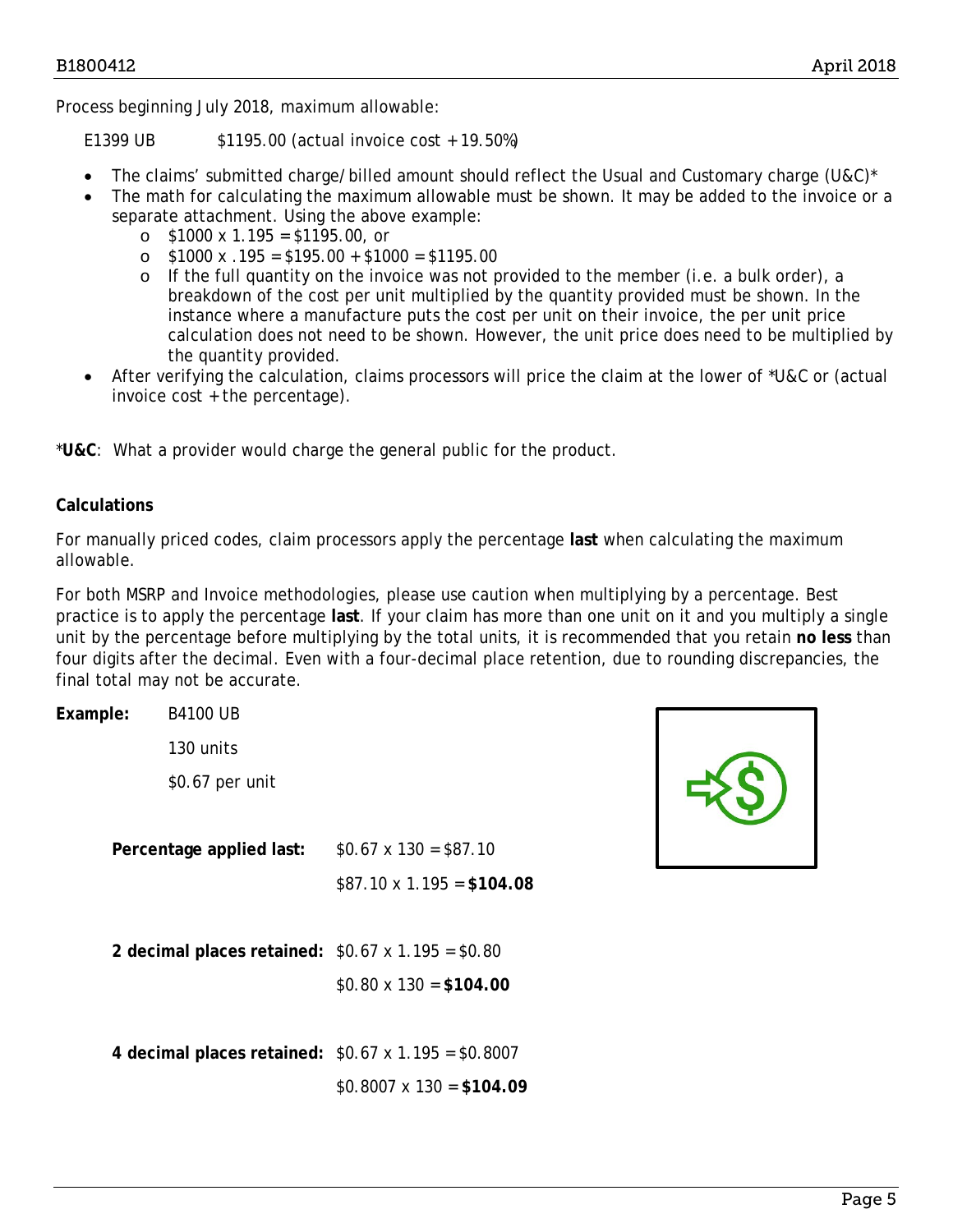Process beginning July 2018, maximum allowable:

E1399 UB $1195.00 (actual invoice cost + 19.50%)

- The claims' submitted charge/billed amount should reflect the Usual and Customary charge (U&C)*
- The math for calculating the maximum allowable must be shown. It may be added to the invoice or a separate attachment. Using the above example:
  - $1000 x 1.195 = $1195.00, or
  - $1000 x .195 = $195.00 + $1000 = $1195.00
  - If the full quantity on the invoice was not provided to the member (i.e. a bulk order), a breakdown of the cost per unit multiplied by the quantity provided must be shown. In the instance where a manufacture puts the cost per unit on their invoice, the per unit price calculation does not need to be shown. However, the unit price does need to be multiplied by the quantity provided.
- After verifying the calculation, claims processors will price the claim at the lower of *U&C or (actual invoice cost + the percentage).

***U&C**: What a provider would charge the general public for the product.

**Calculations**

For manually priced codes, claim processors apply the percentage **last** when calculating the maximum allowable.

For both MSRP and Invoice methodologies, please use caution when multiplying by a percentage. Best practice is to apply the percentage **last**. If your claim has more than one unit on it and you multiply a single unit by the percentage before multiplying by the total units, it is recommended that you retain **no less** than four digits after the decimal. Even with a four-decimal place retention, due to rounding discrepancies, the final total may not be accurate.

**Example:** B4100 UB

130 units

$0.67 per unit

**Percentage applied last:** $0.67 x 130 = $87.10

$87.10 x 1.195 = **$104.08**

**2 decimal places retained:** $0.67 x 1.195 = $0.80

$0.80 x 130 = **$104.00**

**4 decimal places retained:** $0.67 x 1.195 = $0.8007

$0.8007 x 130 = **$104.09**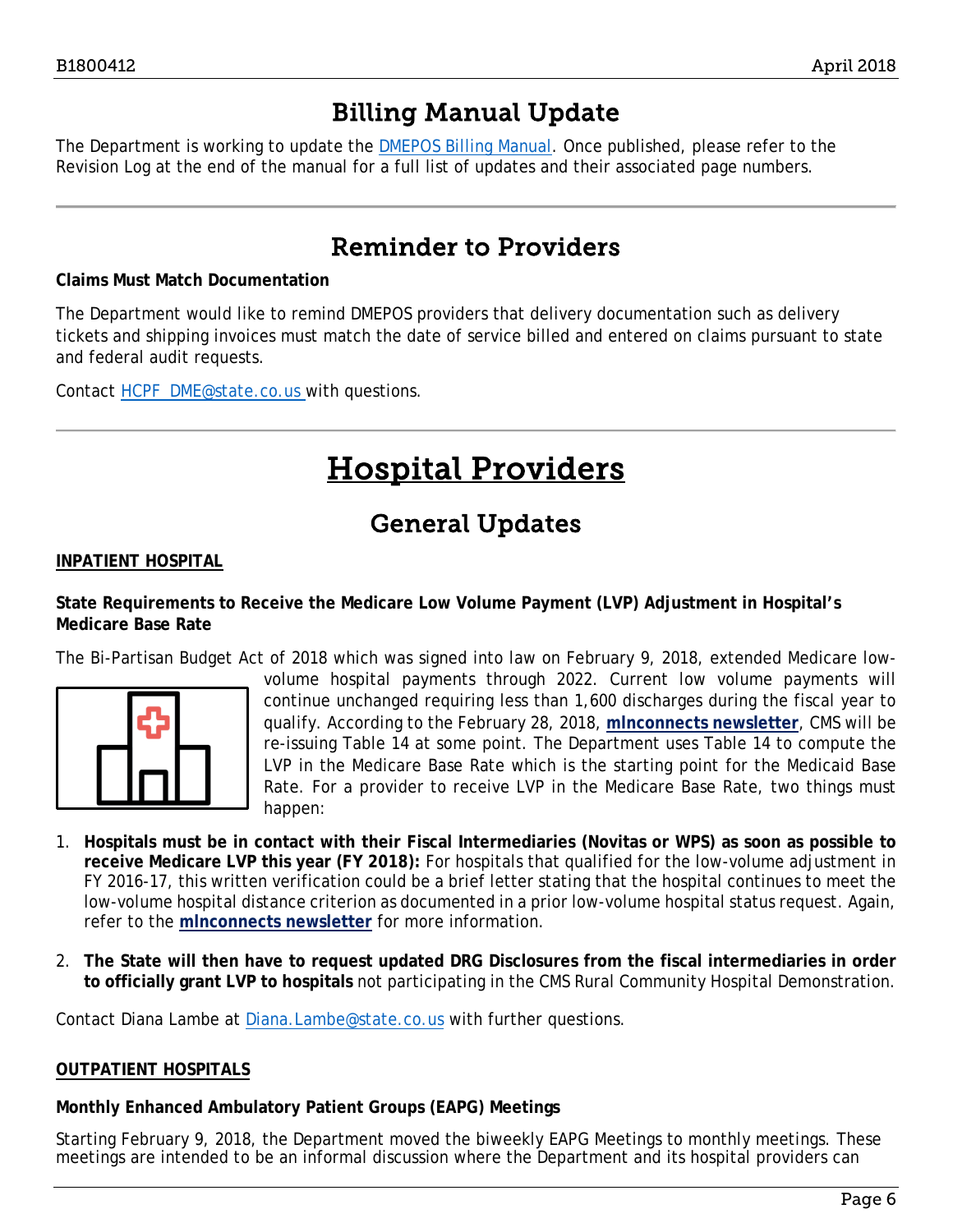## Billing Manual Update

The Department is working to update the DMEPOS Billing Manual. Once published, please refer to the Revision Log at the end of the manual for a full list of updates and their associated page numbers.

## Reminder to Providers

**Claims Must Match Documentation**

The Department would like to remind DMEPOS providers that delivery documentation such as delivery tickets and shipping invoices must match the date of service billed and entered on claims pursuant to state and federal audit requests.

Contact HCPF_DME@state.co.us with questions.

# Hospital Providers

## General Updates

**INPATIENT HOSPITAL**

**State Requirements to Receive the Medicare Low Volume Payment (LVP) Adjustment in Hospital's Medicare Base Rate**

The Bi-Partisan Budget Act of 2018 which was signed into law on February 9, 2018, extended Medicare low-volume hospital payments through 2022. Current low volume payments will continue unchanged requiring less than 1,600 discharges during the fiscal year to qualify. According to the February 28, 2018, **mlnconnects newsletter**, CMS will be re-issuing Table 14 at some point. The Department uses Table 14 to compute the LVP in the Medicare Base Rate which is the starting point for the Medicaid Base Rate. For a provider to receive LVP in the Medicare Base Rate, two things must happen:

1. **Hospitals must be in contact with their Fiscal Intermediaries (Novitas or WPS) as soon as possible to receive Medicare LVP this year (FY 2018):** For hospitals that qualified for the low-volume adjustment in FY 2016-17, this written verification could be a brief letter stating that the hospital continues to meet the low-volume hospital distance criterion as documented in a prior low-volume hospital status request. Again, refer to the **mlnconnects newsletter** for more information.
2. **The State will then have to request updated DRG Disclosures from the fiscal intermediaries in order to officially grant LVP to hospitals** not participating in the CMS Rural Community Hospital Demonstration.

Contact Diana Lambe at Diana.Lambe@state.co.us with further questions.

**OUTPATIENT HOSPITALS**

**Monthly Enhanced Ambulatory Patient Groups (EAPG) Meetings**

Starting February 9, 2018, the Department moved the biweekly EAPG Meetings to monthly meetings. These meetings are intended to be an informal discussion where the Department and its hospital providers can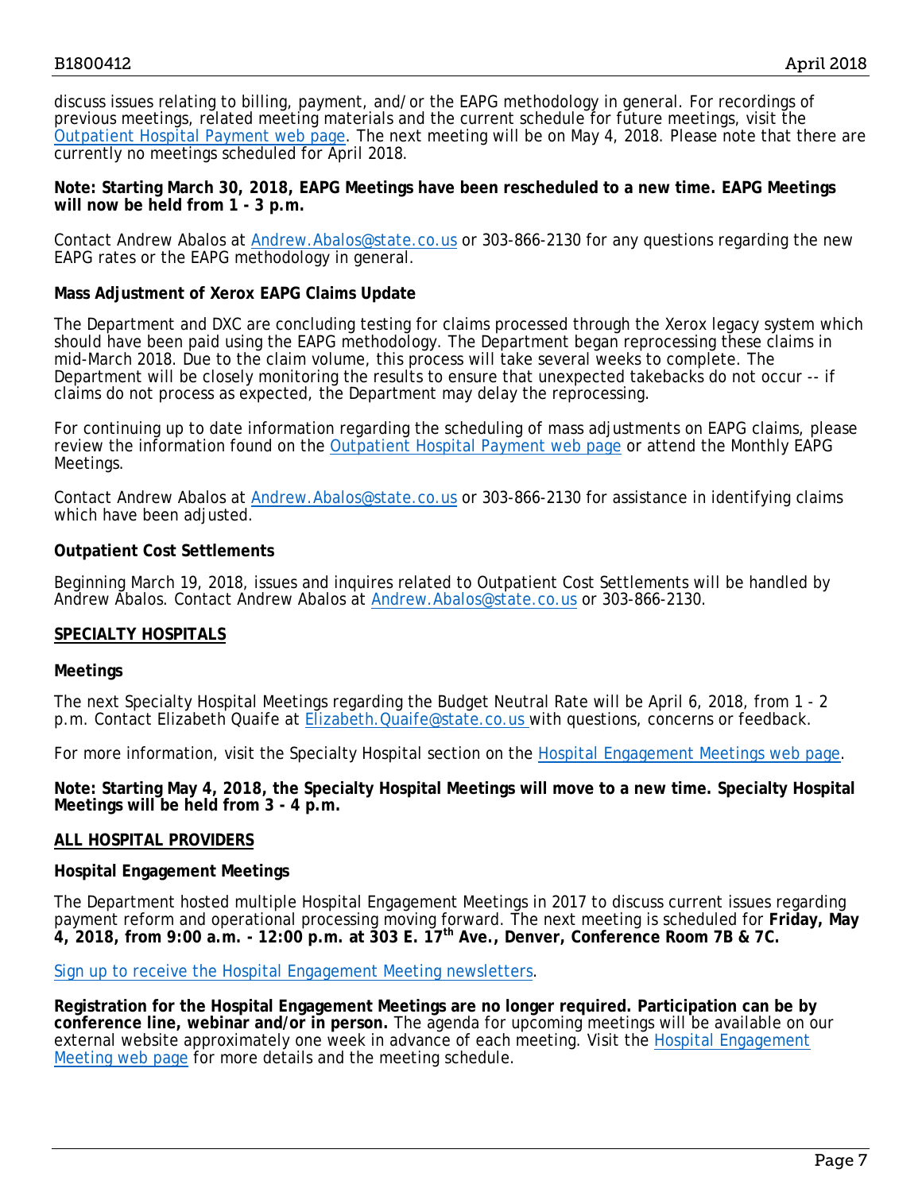discuss issues relating to billing, payment, and/or the EAPG methodology in general. For recordings of previous meetings, related meeting materials and the current schedule for future meetings, visit the [Outpatient Hospital Payment web page](). The next meeting will be on May 4, 2018. Please note that there are currently no meetings scheduled for April 2018.

**Note: Starting March 30, 2018, EAPG Meetings have been rescheduled to a new time. EAPG Meetings will now be held from 1 - 3 p.m.**

Contact Andrew Abalos at Andrew.Abalos@state.co.us or 303-866-2130 for any questions regarding the new EAPG rates or the EAPG methodology in general.

**Mass Adjustment of Xerox EAPG Claims Update**

The Department and DXC are concluding testing for claims processed through the Xerox legacy system which should have been paid using the EAPG methodology. The Department began reprocessing these claims in mid-March 2018. Due to the claim volume, this process will take several weeks to complete. The Department will be closely monitoring the results to ensure that unexpected takebacks do not occur -- if claims do not process as expected, the Department may delay the reprocessing.

For continuing up to date information regarding the scheduling of mass adjustments on EAPG claims, please review the information found on the Outpatient Hospital Payment web page or attend the Monthly EAPG Meetings.

Contact Andrew Abalos at Andrew.Abalos@state.co.us or 303-866-2130 for assistance in identifying claims which have been adjusted.

**Outpatient Cost Settlements**

Beginning March 19, 2018, issues and inquires related to Outpatient Cost Settlements will be handled by Andrew Abalos. Contact Andrew Abalos at Andrew.Abalos@state.co.us or 303-866-2130.

## SPECIALTY HOSPITALS

**Meetings**

The next Specialty Hospital Meetings regarding the Budget Neutral Rate will be April 6, 2018, from 1 - 2 p.m. Contact Elizabeth Quaife at Elizabeth.Quaife@state.co.us with questions, concerns or feedback.

For more information, visit the Specialty Hospital section on the Hospital Engagement Meetings web page.

**Note: Starting May 4, 2018, the Specialty Hospital Meetings will move to a new time. Specialty Hospital Meetings will be held from 3 - 4 p.m.**

## ALL HOSPITAL PROVIDERS

**Hospital Engagement Meetings**

The Department hosted multiple Hospital Engagement Meetings in 2017 to discuss current issues regarding payment reform and operational processing moving forward. The next meeting is scheduled for **Friday, May 4, 2018, from 9:00 a.m. - 12:00 p.m. at 303 E. 17th Ave., Denver, Conference Room 7B & 7C.**

Sign up to receive the Hospital Engagement Meeting newsletters.

**Registration for the Hospital Engagement Meetings are no longer required. Participation can be by conference line, webinar and/or in person.** The agenda for upcoming meetings will be available on our external website approximately one week in advance of each meeting. Visit the Hospital Engagement Meeting web page for more details and the meeting schedule.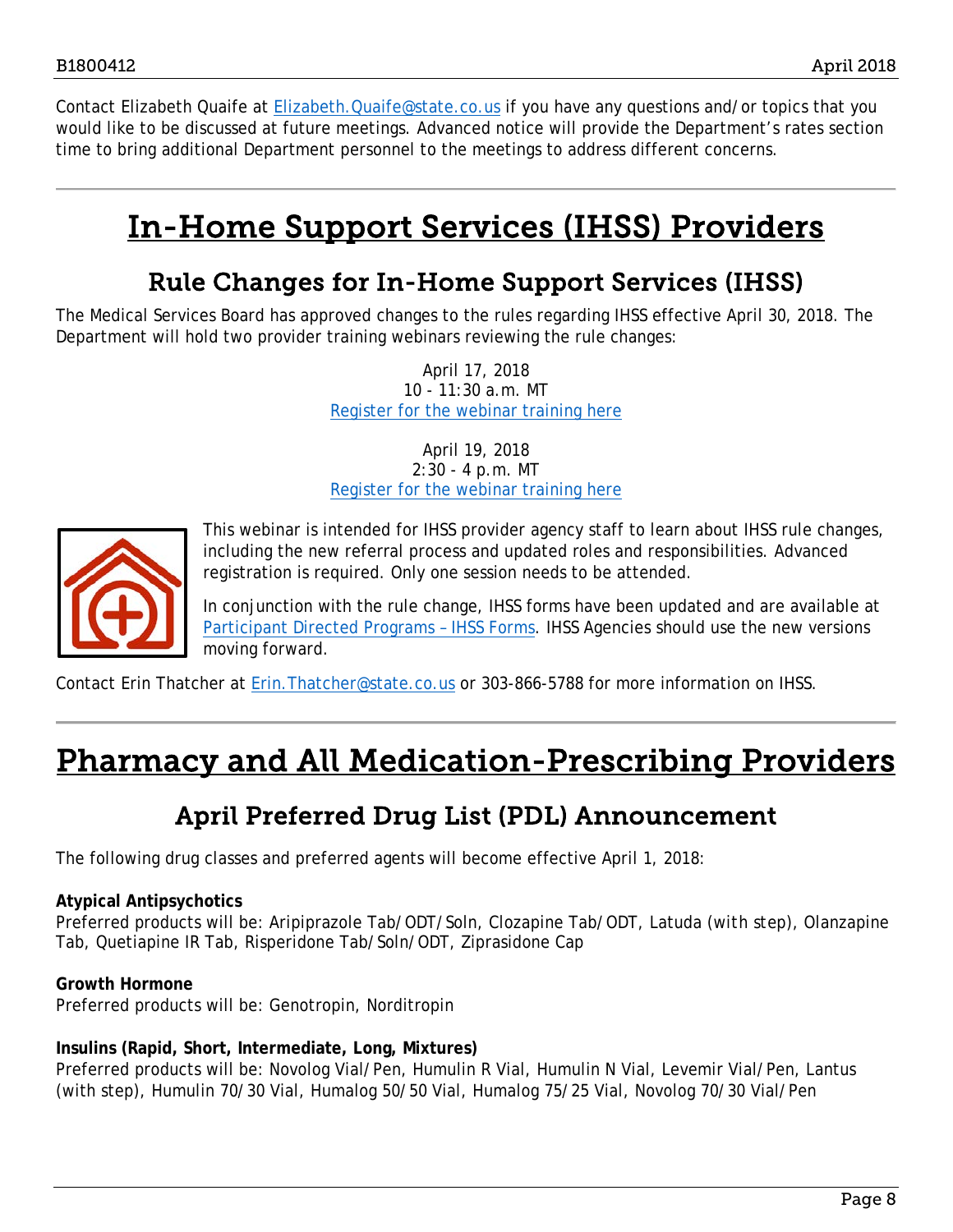Contact Elizabeth Quaife at [Elizabeth.Quaife@state.co.us](mailto:Elizabeth.Quaife@state.co.us) if you have any questions and/or topics that you would like to be discussed at future meetings. Advanced notice will provide the Department's rates section time to bring additional Department personnel to the meetings to address different concerns.

# In-Home Support Services (IHSS) Providers

## Rule Changes for In-Home Support Services (IHSS)

The Medical Services Board has approved changes to the rules regarding IHSS effective April 30, 2018. The Department will hold two provider training webinars reviewing the rule changes:

April 17, 2018
10 - 11:30 a.m. MT
Register for the webinar training here

April 19, 2018
2:30 - 4 p.m. MT
Register for the webinar training here

This webinar is intended for IHSS provider agency staff to learn about IHSS rule changes, including the new referral process and updated roles and responsibilities. Advanced registration is required. Only one session needs to be attended.

In conjunction with the rule change, IHSS forms have been updated and are available at Participant Directed Programs – IHSS Forms. IHSS Agencies should use the new versions moving forward.

Contact Erin Thatcher at [Erin.Thatcher@state.co.us](mailto:Erin.Thatcher@state.co.us) or 303-866-5788 for more information on IHSS.

# Pharmacy and All Medication-Prescribing Providers

## April Preferred Drug List (PDL) Announcement

The following drug classes and preferred agents will become effective April 1, 2018:

**Atypical Antipsychotics**
Preferred products will be: Aripiprazole Tab/ODT/Soln, Clozapine Tab/ODT, Latuda (with step), Olanzapine Tab, Quetiapine IR Tab, Risperidone Tab/Soln/ODT, Ziprasidone Cap

**Growth Hormone**
Preferred products will be: Genotropin, Norditropin

**Insulins (Rapid, Short, Intermediate, Long, Mixtures)**
Preferred products will be: Novolog Vial/Pen, Humulin R Vial, Humulin N Vial, Levemir Vial/Pen, Lantus (with step), Humulin 70/30 Vial, Humalog 50/50 Vial, Humalog 75/25 Vial, Novolog 70/30 Vial/Pen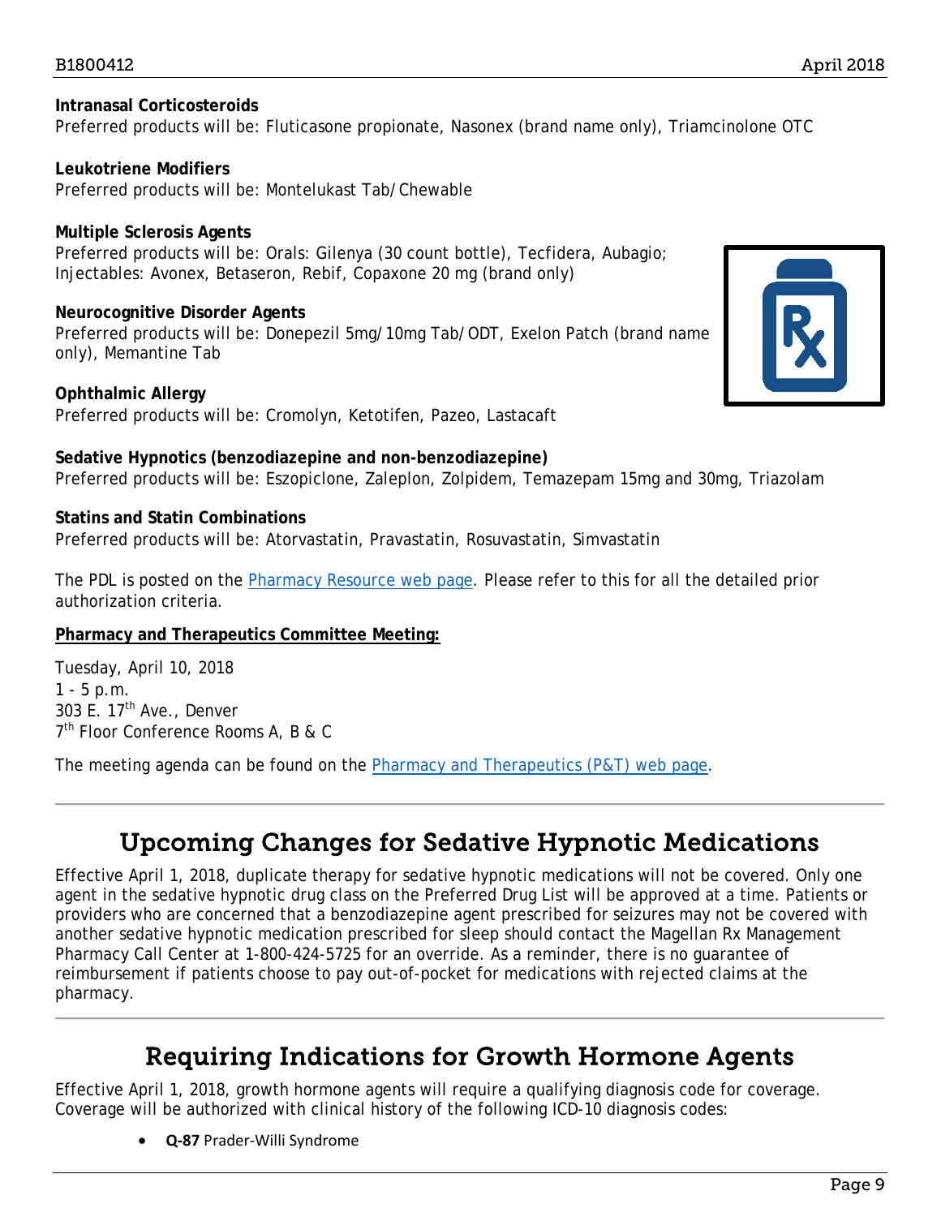**Intranasal Corticosteroids**
Preferred products will be: Fluticasone propionate, Nasonex (brand name only), Triamcinolone OTC

**Leukotriene Modifiers**
Preferred products will be: Montelukast Tab/Chewable

**Multiple Sclerosis Agents**
Preferred products will be: Orals: Gilenya (30 count bottle), Tecfidera, Aubagio; Injectables: Avonex, Betaseron, Rebif, Copaxone 20 mg (brand only)

**Neurocognitive Disorder Agents**
Preferred products will be: Donepezil 5mg/10mg Tab/ODT, Exelon Patch (brand name only), Memantine Tab

**Ophthalmic Allergy**
Preferred products will be: Cromolyn, Ketotifen, Pazeo, Lastacaft

**Sedative Hypnotics (benzodiazepine and non-benzodiazepine)**
Preferred products will be: Eszopiclone, Zaleplon, Zolpidem, Temazepam 15mg and 30mg, Triazolam

**Statins and Statin Combinations**
Preferred products will be: Atorvastatin, Pravastatin, Rosuvastatin, Simvastatin

The PDL is posted on the Pharmacy Resource web page. Please refer to this for all the detailed prior authorization criteria.

**Pharmacy and Therapeutics Committee Meeting:**

Tuesday, April 10, 2018
1 - 5 p.m.
303 E. 17th Ave., Denver
7th Floor Conference Rooms A, B & C

The meeting agenda can be found on the Pharmacy and Therapeutics (P&T) web page.

## Upcoming Changes for Sedative Hypnotic Medications

Effective April 1, 2018, duplicate therapy for sedative hypnotic medications will not be covered. Only one agent in the sedative hypnotic drug class on the Preferred Drug List will be approved at a time. Patients or providers who are concerned that a benzodiazepine agent prescribed for seizures may not be covered with another sedative hypnotic medication prescribed for sleep should contact the Magellan Rx Management Pharmacy Call Center at 1-800-424-5725 for an override. As a reminder, there is no guarantee of reimbursement if patients choose to pay out-of-pocket for medications with rejected claims at the pharmacy.

## Requiring Indications for Growth Hormone Agents

Effective April 1, 2018, growth hormone agents will require a qualifying diagnosis code for coverage. Coverage will be authorized with clinical history of the following ICD-10 diagnosis codes:

- **Q-87** Prader-Willi Syndrome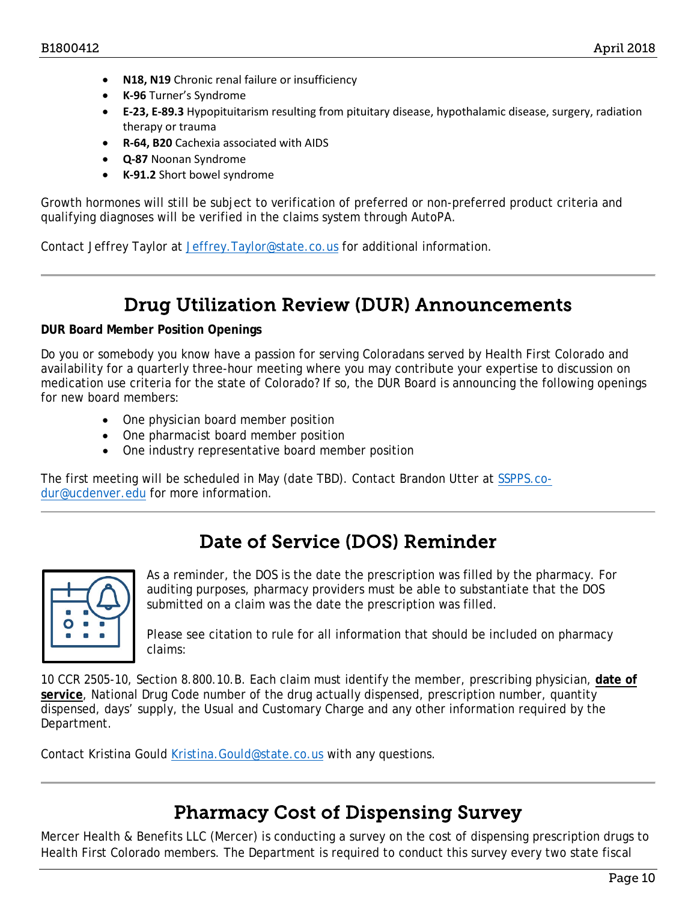- **N18, N19** Chronic renal failure or insufficiency
- **K-96** Turner's Syndrome
- **E-23, E-89.3** Hypopituitarism resulting from pituitary disease, hypothalamic disease, surgery, radiation therapy or trauma
- **R-64, B20** Cachexia associated with AIDS
- **Q-87** Noonan Syndrome
- **K-91.2** Short bowel syndrome

Growth hormones will still be subject to verification of preferred or non-preferred product criteria and qualifying diagnoses will be verified in the claims system through AutoPA.

Contact Jeffrey Taylor at Jeffrey.Taylor@state.co.us for additional information.

---

## Drug Utilization Review (DUR) Announcements

**DUR Board Member Position Openings**

Do you or somebody you know have a passion for serving Coloradans served by Health First Colorado and availability for a quarterly three-hour meeting where you may contribute your expertise to discussion on medication use criteria for the state of Colorado? If so, the DUR Board is announcing the following openings for new board members:

- One physician board member position
- One pharmacist board member position
- One industry representative board member position

The first meeting will be scheduled in May (date TBD). Contact Brandon Utter at SSPPS.co-dur@ucdenver.edu for more information.

---

## Date of Service (DOS) Reminder

As a reminder, the DOS is the date the prescription was filled by the pharmacy. For auditing purposes, pharmacy providers must be able to substantiate that the DOS submitted on a claim was the date the prescription was filled.

Please see citation to rule for all information that should be included on pharmacy claims:

10 CCR 2505-10, Section 8.800.10.B. Each claim must identify the member, prescribing physician, **date of service**, National Drug Code number of the drug actually dispensed, prescription number, quantity dispensed, days' supply, the Usual and Customary Charge and any other information required by the Department.

Contact Kristina Gould Kristina.Gould@state.co.us with any questions.

---

## Pharmacy Cost of Dispensing Survey

Mercer Health & Benefits LLC (Mercer) is conducting a survey on the cost of dispensing prescription drugs to Health First Colorado members. The Department is required to conduct this survey every two state fiscal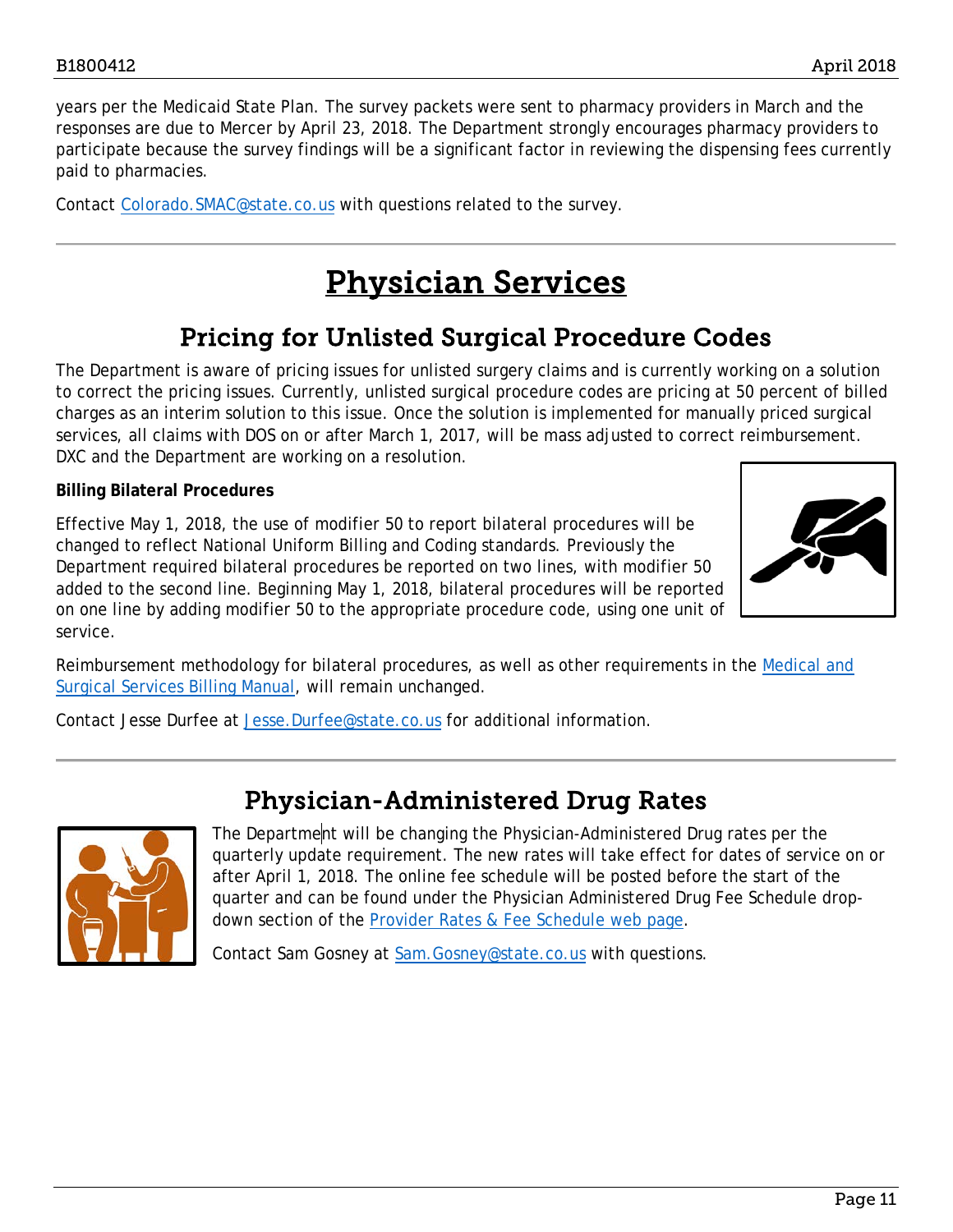years per the Medicaid State Plan. The survey packets were sent to pharmacy providers in March and the responses are due to Mercer by April 23, 2018. The Department strongly encourages pharmacy providers to participate because the survey findings will be a significant factor in reviewing the dispensing fees currently paid to pharmacies.

Contact Colorado.SMAC@state.co.us with questions related to the survey.

# Physician Services

## Pricing for Unlisted Surgical Procedure Codes

The Department is aware of pricing issues for unlisted surgery claims and is currently working on a solution to correct the pricing issues. Currently, unlisted surgical procedure codes are pricing at 50 percent of billed charges as an interim solution to this issue. Once the solution is implemented for manually priced surgical services, all claims with DOS on or after March 1, 2017, will be mass adjusted to correct reimbursement. DXC and the Department are working on a resolution.

**Billing Bilateral Procedures**

Effective May 1, 2018, the use of modifier 50 to report bilateral procedures will be changed to reflect National Uniform Billing and Coding standards. Previously the Department required bilateral procedures be reported on two lines, with modifier 50 added to the second line. Beginning May 1, 2018, bilateral procedures will be reported on one line by adding modifier 50 to the appropriate procedure code, using one unit of service.

Reimbursement methodology for bilateral procedures, as well as other requirements in the Medical and Surgical Services Billing Manual, will remain unchanged.

Contact Jesse Durfee at Jesse.Durfee@state.co.us for additional information.

## Physician-Administered Drug Rates

The Department will be changing the Physician-Administered Drug rates per the quarterly update requirement. The new rates will take effect for dates of service on or after April 1, 2018. The online fee schedule will be posted before the start of the quarter and can be found under the Physician Administered Drug Fee Schedule drop-down section of the Provider Rates & Fee Schedule web page.

Contact Sam Gosney at Sam.Gosney@state.co.us with questions.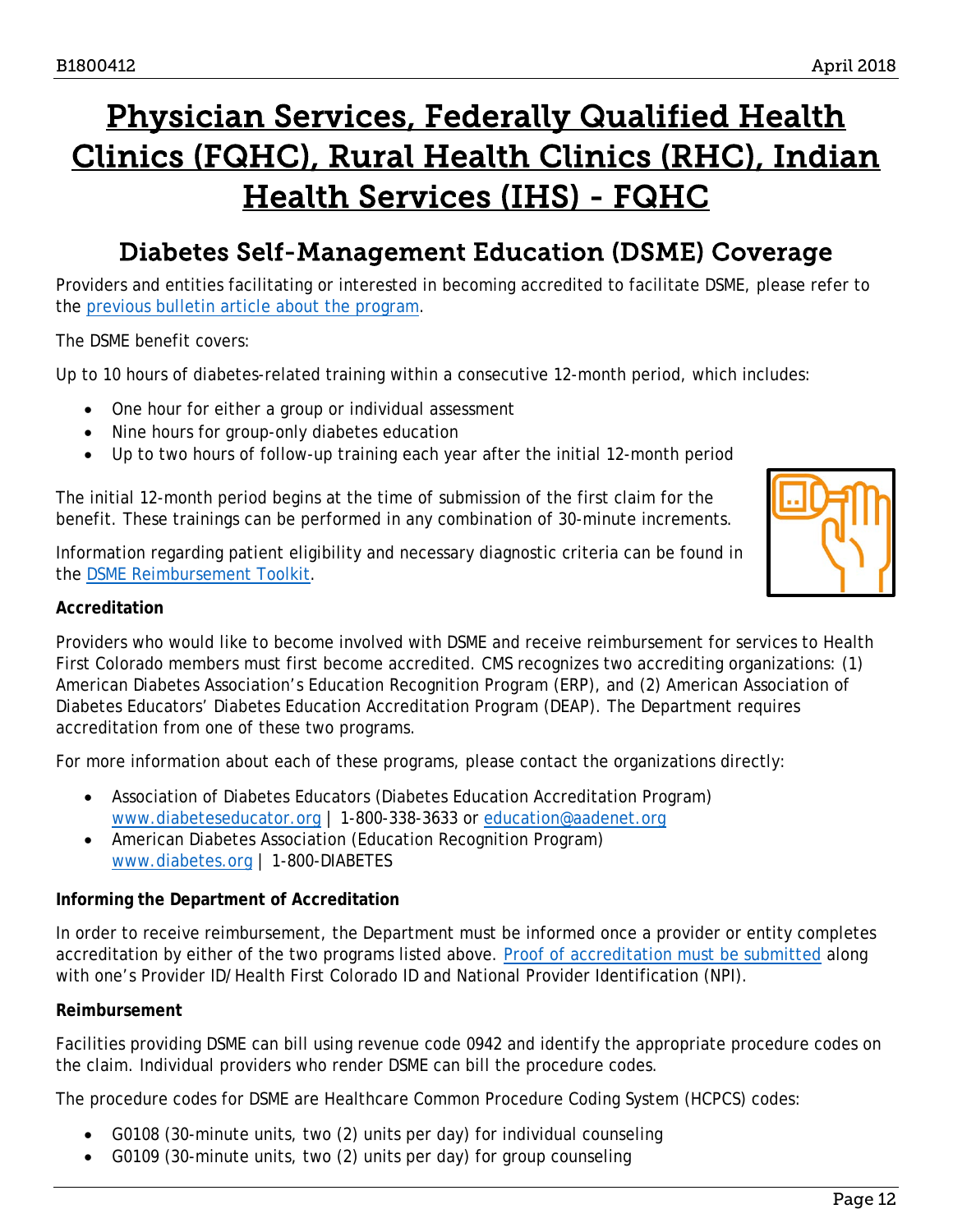# Physician Services, Federally Qualified Health Clinics (FQHC), Rural Health Clinics (RHC), Indian Health Services (IHS) - FQHC

## Diabetes Self-Management Education (DSME) Coverage

Providers and entities facilitating or interested in becoming accredited to facilitate DSME, please refer to the previous bulletin article about the program.

The DSME benefit covers:

Up to 10 hours of diabetes-related training within a consecutive 12-month period, which includes:

- One hour for either a group or individual assessment
- Nine hours for group-only diabetes education
- Up to two hours of follow-up training each year after the initial 12-month period

The initial 12-month period begins at the time of submission of the first claim for the benefit. These trainings can be performed in any combination of 30-minute increments.

Information regarding patient eligibility and necessary diagnostic criteria can be found in the DSME Reimbursement Toolkit.

**Accreditation**

Providers who would like to become involved with DSME and receive reimbursement for services to Health First Colorado members must first become accredited. CMS recognizes two accrediting organizations: (1) American Diabetes Association's Education Recognition Program (ERP), and (2) American Association of Diabetes Educators' Diabetes Education Accreditation Program (DEAP). The Department requires accreditation from one of these two programs.

For more information about each of these programs, please contact the organizations directly:

- Association of Diabetes Educators (Diabetes Education Accreditation Program) www.diabeteseducator.org | 1-800-338-3633 or education@aadenet.org
- American Diabetes Association (Education Recognition Program) www.diabetes.org | 1-800-DIABETES

**Informing the Department of Accreditation**

In order to receive reimbursement, the Department must be informed once a provider or entity completes accreditation by either of the two programs listed above. Proof of accreditation must be submitted along with one's Provider ID/Health First Colorado ID and National Provider Identification (NPI).

**Reimbursement**

Facilities providing DSME can bill using revenue code 0942 and identify the appropriate procedure codes on the claim. Individual providers who render DSME can bill the procedure codes.

The procedure codes for DSME are Healthcare Common Procedure Coding System (HCPCS) codes:

- G0108 (30-minute units, two (2) units per day) for individual counseling
- G0109 (30-minute units, two (2) units per day) for group counseling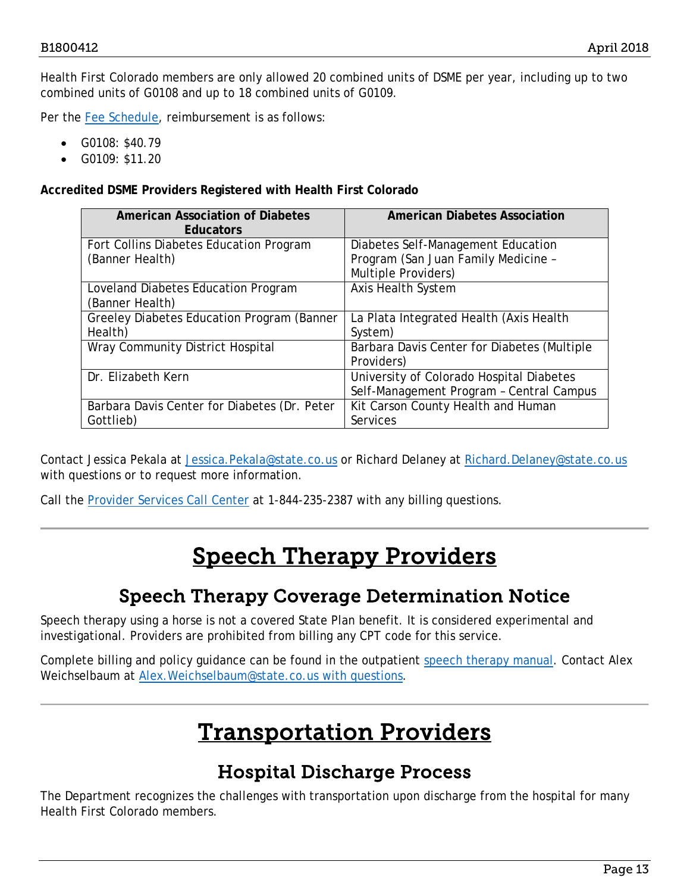Health First Colorado members are only allowed 20 combined units of DSME per year, including up to two combined units of G0108 and up to 18 combined units of G0109.

Per the Fee Schedule, reimbursement is as follows:

- G0108: $40.79
- G0109: $11.20

**Accredited DSME Providers Registered with Health First Colorado**

| American Association of Diabetes Educators | American Diabetes Association |
|---|---|
| Fort Collins Diabetes Education Program (Banner Health) | Diabetes Self-Management Education Program (San Juan Family Medicine – Multiple Providers) |
| Loveland Diabetes Education Program (Banner Health) | Axis Health System |
| Greeley Diabetes Education Program (Banner Health) | La Plata Integrated Health (Axis Health System) |
| Wray Community District Hospital | Barbara Davis Center for Diabetes (Multiple Providers) |
| Dr. Elizabeth Kern | University of Colorado Hospital Diabetes Self-Management Program – Central Campus |
| Barbara Davis Center for Diabetes (Dr. Peter Gottlieb) | Kit Carson County Health and Human Services |

Contact Jessica Pekala at Jessica.Pekala@state.co.us or Richard Delaney at Richard.Delaney@state.co.us with questions or to request more information.

Call the Provider Services Call Center at 1-844-235-2387 with any billing questions.

# Speech Therapy Providers

## Speech Therapy Coverage Determination Notice

Speech therapy using a horse is not a covered State Plan benefit. It is considered experimental and investigational. Providers are prohibited from billing any CPT code for this service.

Complete billing and policy guidance can be found in the outpatient speech therapy manual. Contact Alex Weichselbaum at Alex.Weichselbaum@state.co.us with questions.

# Transportation Providers

## Hospital Discharge Process

The Department recognizes the challenges with transportation upon discharge from the hospital for many Health First Colorado members.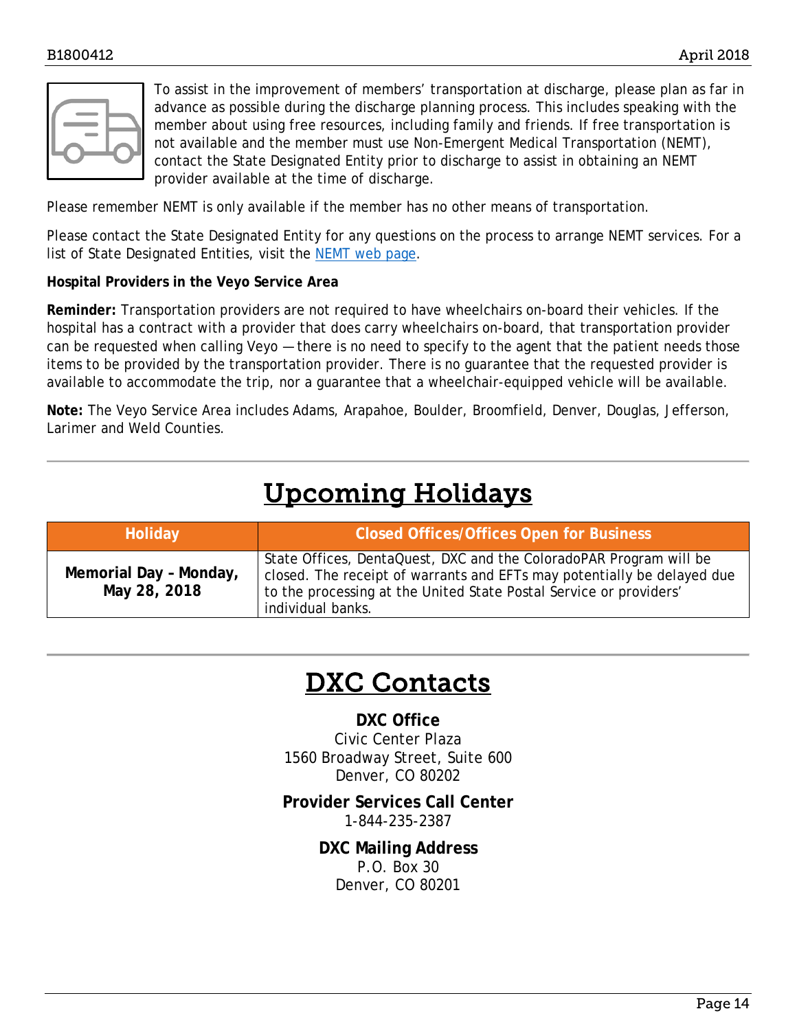To assist in the improvement of members' transportation at discharge, please plan as far in advance as possible during the discharge planning process. This includes speaking with the member about using free resources, including family and friends. If free transportation is not available and the member must use Non-Emergent Medical Transportation (NEMT), contact the State Designated Entity prior to discharge to assist in obtaining an NEMT provider available at the time of discharge.

Please remember NEMT is only available if the member has no other means of transportation.

Please contact the State Designated Entity for any questions on the process to arrange NEMT services. For a list of State Designated Entities, visit the NEMT web page.

**Hospital Providers in the Veyo Service Area**

**Reminder:** Transportation providers are not required to have wheelchairs on-board their vehicles. If the hospital has a contract with a provider that does carry wheelchairs on-board, that transportation provider can be requested when calling Veyo — there is no need to specify to the agent that the patient needs those items to be provided by the transportation provider. There is no guarantee that the requested provider is available to accommodate the trip, nor a guarantee that a wheelchair-equipped vehicle will be available.

**Note:** The Veyo Service Area includes Adams, Arapahoe, Boulder, Broomfield, Denver, Douglas, Jefferson, Larimer and Weld Counties.

# Upcoming Holidays

| Holiday | Closed Offices/Offices Open for Business |
|---|---|
| **Memorial Day – Monday, May 28, 2018** | State Offices, DentaQuest, DXC and the ColoradoPAR Program will be closed. The receipt of warrants and EFTs may potentially be delayed due to the processing at the United State Postal Service or providers' individual banks. |

# DXC Contacts

**DXC Office**
Civic Center Plaza
1560 Broadway Street, Suite 600
Denver, CO 80202

**Provider Services Call Center**
1-844-235-2387

**DXC Mailing Address**
P.O. Box 30
Denver, CO 80201